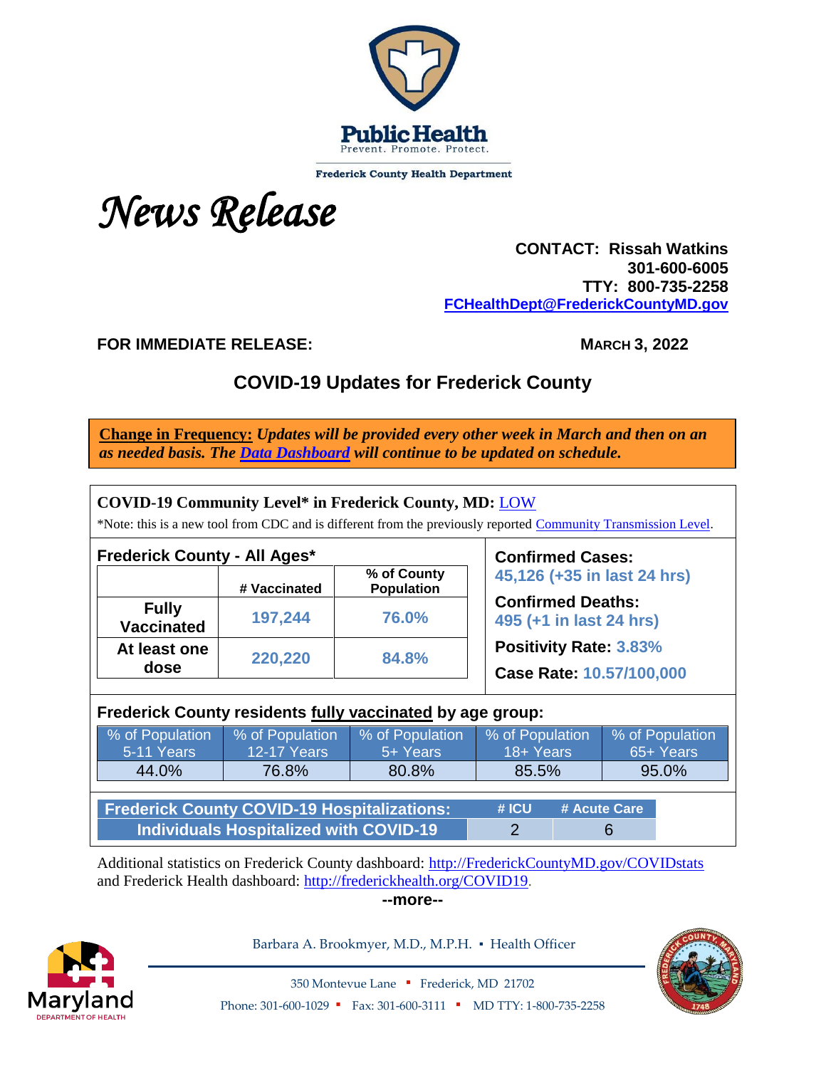Public Health
Prevent. Promote. Protect.

Frederick County Health Department

# *News Release*

**CONTACT: Rissah Watkins**
**301-600-6005**
**TTY: 800-735-2258**
**FCHealthDept@FrederickCountyMD.gov**

**FOR IMMEDIATE RELEASE:** **MARCH 3, 2022**

## COVID-19 Updates for Frederick County

**Change in Frequency:** ***Updates will be provided every other week in March and then on an as needed basis. The Data Dashboard will continue to be updated on schedule.***

**COVID-19 Community Level\* in Frederick County, MD:** LOW

\*Note: this is a new tool from CDC and is different from the previously reported Community Transmission Level.

**Frederick County - All Ages\***

| | # Vaccinated | % of County Population |
|---|---|---|
| **Fully Vaccinated** | **197,244** | **76.0%** |
| **At least one dose** | **220,220** | **84.8%** |

**Confirmed Cases:** **45,126 (+35 in last 24 hrs)**

**Confirmed Deaths:** **495 (+1 in last 24 hrs)**

**Positivity Rate:** **3.83%**

**Case Rate:** **10.57/100,000**

**Frederick County residents fully vaccinated by age group:**

| % of Population 5-11 Years | % of Population 12-17 Years | % of Population 5+ Years | % of Population 18+ Years | % of Population 65+ Years |
|---|---|---|---|---|
| 44.0% | 76.8% | 80.8% | 85.5% | 95.0% |

| Frederick County COVID-19 Hospitalizations: | # ICU | # Acute Care |
|---|---|---|
| Individuals Hospitalized with COVID-19 | 2 | 6 |

Additional statistics on Frederick County dashboard: http://FrederickCountyMD.gov/COVIDstats and Frederick Health dashboard: http://frederickhealth.org/COVID19.

**--more--**

Barbara A. Brookmyer, M.D., M.P.H. ▪ Health Officer

350 Montevue Lane ▪ Frederick, MD 21702

Phone: 301-600-1029 ▪ Fax: 301-600-3111 ▪ MD TTY: 1-800-735-2258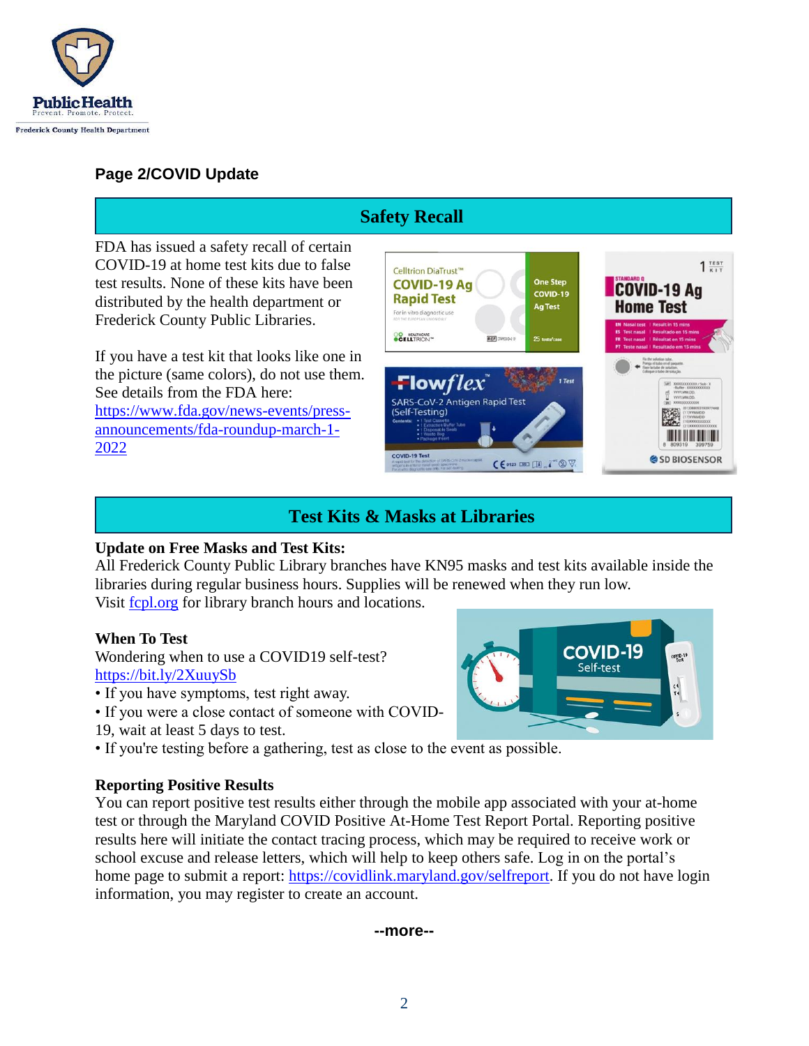## Page 2/COVID Update

### Safety Recall

FDA has issued a safety recall of certain COVID-19 at home test kits due to false test results. None of these kits have been distributed by the health department or Frederick County Public Libraries.

If you have a test kit that looks like one in the picture (same colors), do not use them. See details from the FDA here: https://www.fda.gov/news-events/press-announcements/fda-roundup-march-1-2022

### Test Kits & Masks at Libraries

**Update on Free Masks and Test Kits:**
All Frederick County Public Library branches have KN95 masks and test kits available inside the libraries during regular business hours. Supplies will be renewed when they run low.
Visit fcpl.org for library branch hours and locations.

**When To Test**
Wondering when to use a COVID19 self-test?
https://bit.ly/2XuuySb

- If you have symptoms, test right away.
- If you were a close contact of someone with COVID-19, wait at least 5 days to test.
- If you're testing before a gathering, test as close to the event as possible.

**Reporting Positive Results**
You can report positive test results either through the mobile app associated with your at-home test or through the Maryland COVID Positive At-Home Test Report Portal. Reporting positive results here will initiate the contact tracing process, which may be required to receive work or school excuse and release letters, which will help to keep others safe. Log in on the portal's home page to submit a report: https://covidlink.maryland.gov/selfreport. If you do not have login information, you may register to create an account.

--more--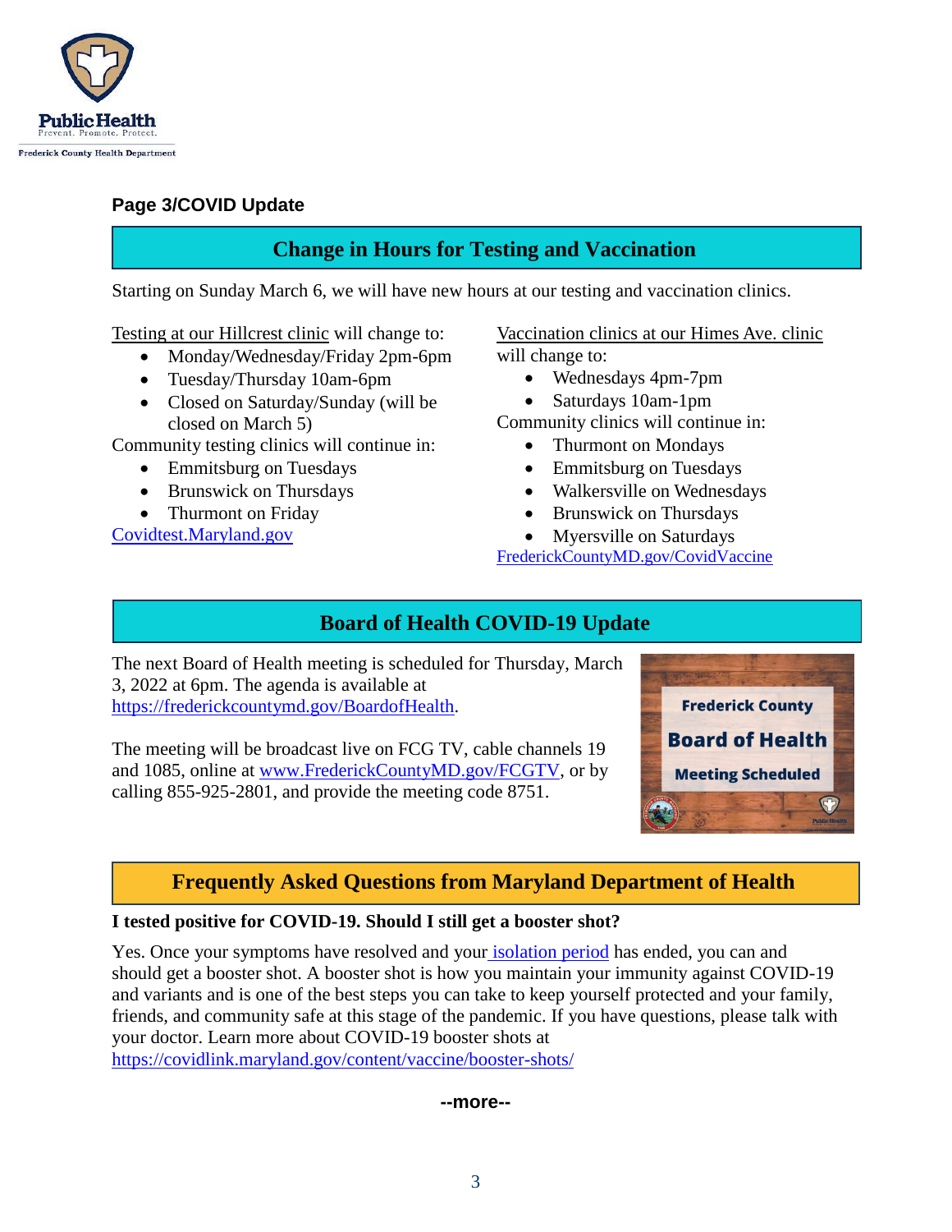**Page 3/COVID Update**

## Change in Hours for Testing and Vaccination

Starting on Sunday March 6, we will have new hours at our testing and vaccination clinics.

Testing at our Hillcrest clinic will change to:

- Monday/Wednesday/Friday 2pm-6pm
- Tuesday/Thursday 10am-6pm
- Closed on Saturday/Sunday (will be closed on March 5)

Community testing clinics will continue in:

- Emmitsburg on Tuesdays
- Brunswick on Thursdays
- Thurmont on Friday

Covidtest.Maryland.gov

Vaccination clinics at our Himes Ave. clinic will change to:

- Wednesdays 4pm-7pm
- Saturdays 10am-1pm

Community clinics will continue in:

- Thurmont on Mondays
- Emmitsburg on Tuesdays
- Walkersville on Wednesdays
- Brunswick on Thursdays
- Myersville on Saturdays

FrederickCountyMD.gov/CovidVaccine

## Board of Health COVID-19 Update

The next Board of Health meeting is scheduled for Thursday, March 3, 2022 at 6pm. The agenda is available at https://frederickcountymd.gov/BoardofHealth.

The meeting will be broadcast live on FCG TV, cable channels 19 and 1085, online at www.FrederickCountyMD.gov/FCGTV, or by calling 855-925-2801, and provide the meeting code 8751.

Frederick County Board of Health Meeting Scheduled

## Frequently Asked Questions from Maryland Department of Health

**I tested positive for COVID-19. Should I still get a booster shot?**

Yes. Once your symptoms have resolved and your isolation period has ended, you can and should get a booster shot. A booster shot is how you maintain your immunity against COVID-19 and variants and is one of the best steps you can take to keep yourself protected and your family, friends, and community safe at this stage of the pandemic. If you have questions, please talk with your doctor. Learn more about COVID-19 booster shots at https://covidlink.maryland.gov/content/vaccine/booster-shots/

**--more--**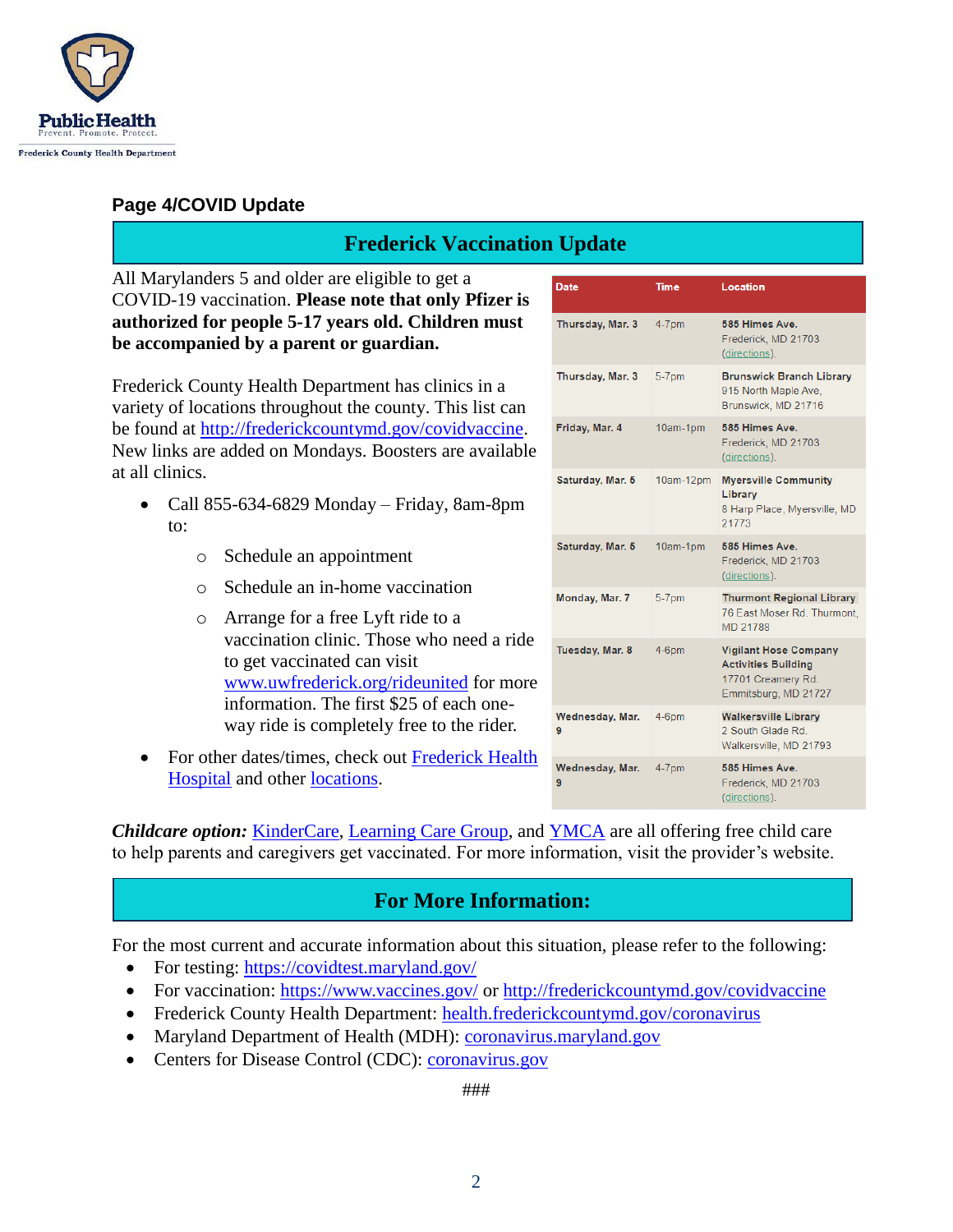**Page 4/COVID Update**

## Frederick Vaccination Update

All Marylanders 5 and older are eligible to get a COVID-19 vaccination. **Please note that only Pfizer is authorized for people 5-17 years old. Children must be accompanied by a parent or guardian.**

Frederick County Health Department has clinics in a variety of locations throughout the county. This list can be found at http://frederickcountymd.gov/covidvaccine. New links are added on Mondays. Boosters are available at all clinics.

- Call 855-634-6829 Monday – Friday, 8am-8pm to:
  - Schedule an appointment
  - Schedule an in-home vaccination
  - Arrange for a free Lyft ride to a vaccination clinic. Those who need a ride to get vaccinated can visit www.uwfrederick.org/rideunited for more information. The first $25 of each one-way ride is completely free to the rider.
- For other dates/times, check out Frederick Health Hospital and other locations.

| Date | Time | Location |
|---|---|---|
| Thursday, Mar. 3 | 4-7pm | **585 Himes Ave.** Frederick, MD 21703 (directions). |
| Thursday, Mar. 3 | 5-7pm | **Brunswick Branch Library** 915 North Maple Ave, Brunswick, MD 21716 |
| Friday, Mar. 4 | 10am-1pm | **585 Himes Ave.** Frederick, MD 21703 (directions). |
| Saturday, Mar. 5 | 10am-12pm | **Myersville Community Library** 8 Harp Place, Myersville, MD 21773 |
| Saturday, Mar. 5 | 10am-1pm | **585 Himes Ave.** Frederick, MD 21703 (directions). |
| Monday, Mar. 7 | 5-7pm | **Thurmont Regional Library** 76 East Moser Rd. Thurmont, MD 21788 |
| Tuesday, Mar. 8 | 4-6pm | **Vigilant Hose Company Activities Building** 17701 Creamery Rd. Emmitsburg, MD 21727 |
| Wednesday, Mar. 9 | 4-6pm | **Walkersville Library** 2 South Glade Rd. Walkersville, MD 21793 |
| Wednesday, Mar. 9 | 4-7pm | **585 Himes Ave.** Frederick, MD 21703 (directions). |

***Childcare option:*** KinderCare, Learning Care Group, and YMCA are all offering free child care to help parents and caregivers get vaccinated. For more information, visit the provider's website.

## For More Information:

For the most current and accurate information about this situation, please refer to the following:

- For testing: https://covidtest.maryland.gov/
- For vaccination: https://www.vaccines.gov/ or http://frederickcountymd.gov/covidvaccine
- Frederick County Health Department: health.frederickcountymd.gov/coronavirus
- Maryland Department of Health (MDH): coronavirus.maryland.gov
- Centers for Disease Control (CDC): coronavirus.gov

###